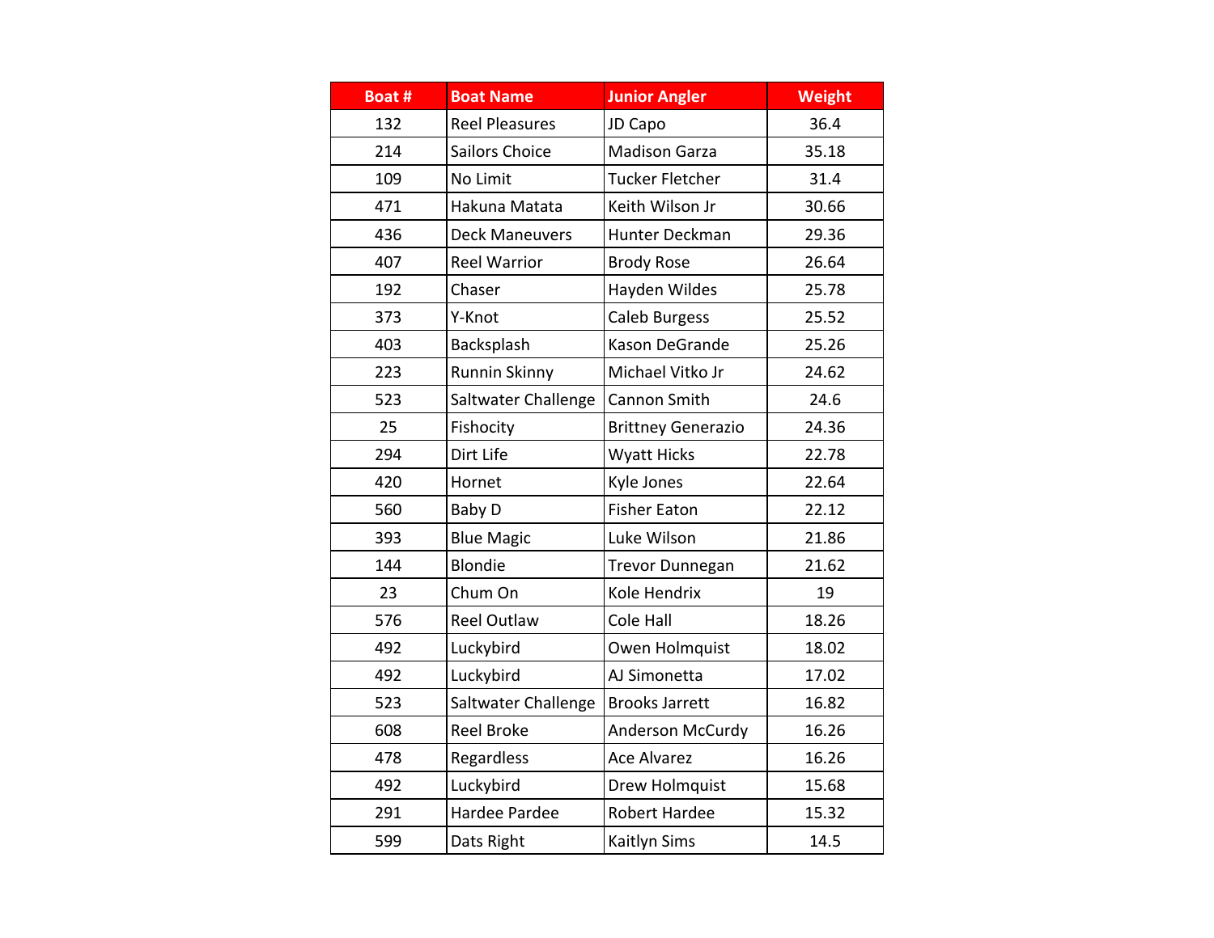| Boat # | Boat Name | Junior Angler | Weight |
|---|---|---|---|
| 132 | Reel Pleasures | JD Capo | 36.4 |
| 214 | Sailors Choice | Madison Garza | 35.18 |
| 109 | No Limit | Tucker Fletcher | 31.4 |
| 471 | Hakuna Matata | Keith Wilson Jr | 30.66 |
| 436 | Deck Maneuvers | Hunter Deckman | 29.36 |
| 407 | Reel Warrior | Brody Rose | 26.64 |
| 192 | Chaser | Hayden Wildes | 25.78 |
| 373 | Y-Knot | Caleb Burgess | 25.52 |
| 403 | Backsplash | Kason DeGrande | 25.26 |
| 223 | Runnin Skinny | Michael Vitko Jr | 24.62 |
| 523 | Saltwater Challenge | Cannon Smith | 24.6 |
| 25 | Fishocity | Brittney Generazio | 24.36 |
| 294 | Dirt Life | Wyatt Hicks | 22.78 |
| 420 | Hornet | Kyle Jones | 22.64 |
| 560 | Baby D | Fisher Eaton | 22.12 |
| 393 | Blue Magic | Luke Wilson | 21.86 |
| 144 | Blondie | Trevor Dunnegan | 21.62 |
| 23 | Chum On | Kole Hendrix | 19 |
| 576 | Reel Outlaw | Cole Hall | 18.26 |
| 492 | Luckybird | Owen Holmquist | 18.02 |
| 492 | Luckybird | AJ Simonetta | 17.02 |
| 523 | Saltwater Challenge | Brooks Jarrett | 16.82 |
| 608 | Reel Broke | Anderson McCurdy | 16.26 |
| 478 | Regardless | Ace Alvarez | 16.26 |
| 492 | Luckybird | Drew Holmquist | 15.68 |
| 291 | Hardee Pardee | Robert Hardee | 15.32 |
| 599 | Dats Right | Kaitlyn Sims | 14.5 |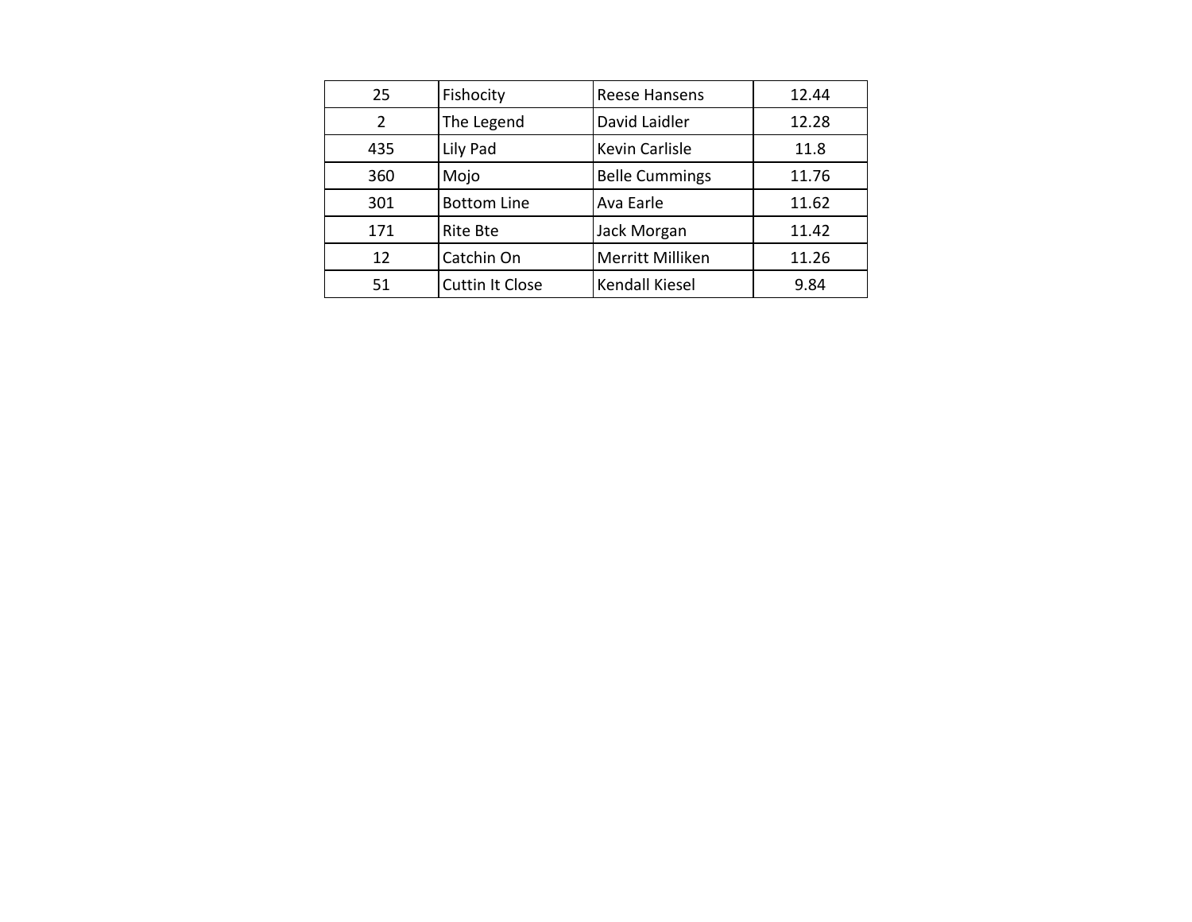| | | | |
|---|---|---|---|
| 25 | Fishocity | Reese Hansens | 12.44 |
| 2 | The Legend | David Laidler | 12.28 |
| 435 | Lily Pad | Kevin Carlisle | 11.8 |
| 360 | Mojo | Belle Cummings | 11.76 |
| 301 | Bottom Line | Ava Earle | 11.62 |
| 171 | Rite Bte | Jack Morgan | 11.42 |
| 12 | Catchin On | Merritt Milliken | 11.26 |
| 51 | Cuttin It Close | Kendall Kiesel | 9.84 |